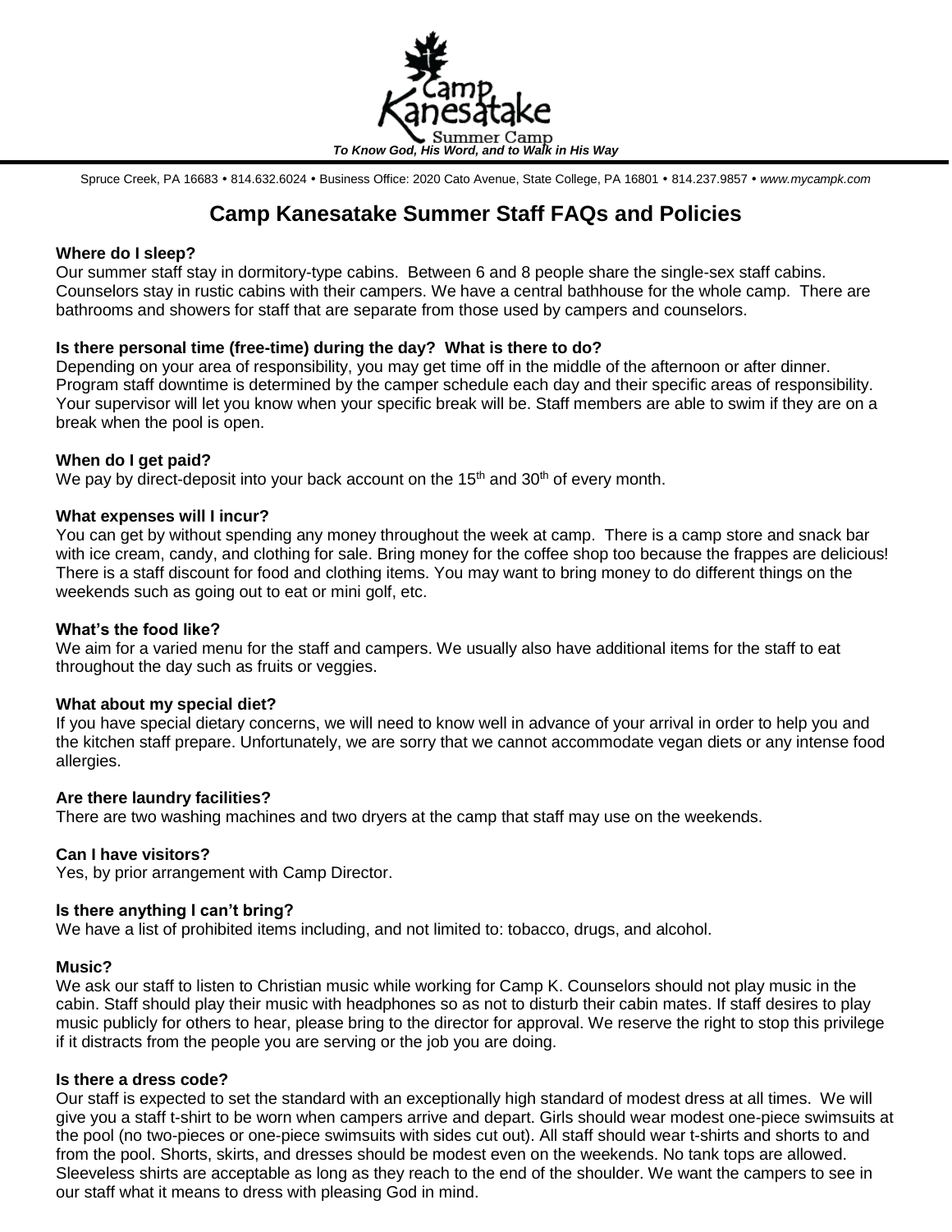*To Know God, His Word, and to Walk in His Way*

Spruce Creek, PA 16683 • 814.632.6024 • Business Office: 2020 Cato Avenue, State College, PA 16801 • 814.237.9857 • *www.mycampk.com*

# Camp Kanesatake Summer Staff FAQs and Policies

**Where do I sleep?**

Our summer staff stay in dormitory-type cabins. Between 6 and 8 people share the single-sex staff cabins. Counselors stay in rustic cabins with their campers. We have a central bathhouse for the whole camp. There are bathrooms and showers for staff that are separate from those used by campers and counselors.

**Is there personal time (free-time) during the day? What is there to do?**

Depending on your area of responsibility, you may get time off in the middle of the afternoon or after dinner. Program staff downtime is determined by the camper schedule each day and their specific areas of responsibility. Your supervisor will let you know when your specific break will be. Staff members are able to swim if they are on a break when the pool is open.

**When do I get paid?**

We pay by direct-deposit into your back account on the 15th and 30th of every month.

**What expenses will I incur?**

You can get by without spending any money throughout the week at camp. There is a camp store and snack bar with ice cream, candy, and clothing for sale. Bring money for the coffee shop too because the frappes are delicious! There is a staff discount for food and clothing items. You may want to bring money to do different things on the weekends such as going out to eat or mini golf, etc.

**What's the food like?**

We aim for a varied menu for the staff and campers. We usually also have additional items for the staff to eat throughout the day such as fruits or veggies.

**What about my special diet?**

If you have special dietary concerns, we will need to know well in advance of your arrival in order to help you and the kitchen staff prepare. Unfortunately, we are sorry that we cannot accommodate vegan diets or any intense food allergies.

**Are there laundry facilities?**

There are two washing machines and two dryers at the camp that staff may use on the weekends.

**Can I have visitors?**

Yes, by prior arrangement with Camp Director.

**Is there anything I can't bring?**

We have a list of prohibited items including, and not limited to: tobacco, drugs, and alcohol.

**Music?**

We ask our staff to listen to Christian music while working for Camp K. Counselors should not play music in the cabin. Staff should play their music with headphones so as not to disturb their cabin mates. If staff desires to play music publicly for others to hear, please bring to the director for approval. We reserve the right to stop this privilege if it distracts from the people you are serving or the job you are doing.

**Is there a dress code?**

Our staff is expected to set the standard with an exceptionally high standard of modest dress at all times. We will give you a staff t-shirt to be worn when campers arrive and depart. Girls should wear modest one-piece swimsuits at the pool (no two-pieces or one-piece swimsuits with sides cut out). All staff should wear t-shirts and shorts to and from the pool. Shorts, skirts, and dresses should be modest even on the weekends. No tank tops are allowed. Sleeveless shirts are acceptable as long as they reach to the end of the shoulder. We want the campers to see in our staff what it means to dress with pleasing God in mind.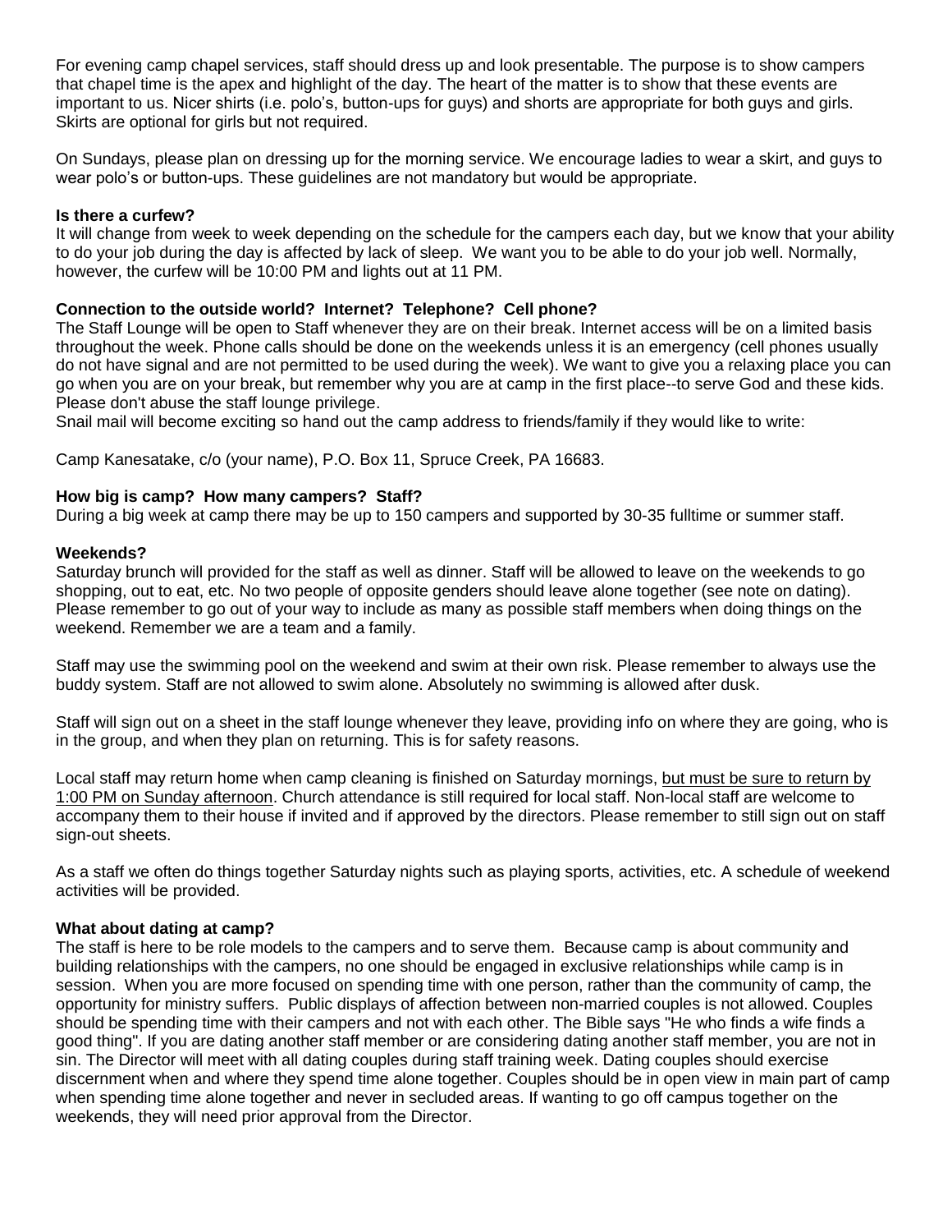For evening camp chapel services, staff should dress up and look presentable. The purpose is to show campers that chapel time is the apex and highlight of the day. The heart of the matter is to show that these events are important to us. Nicer shirts (i.e. polo's, button-ups for guys) and shorts are appropriate for both guys and girls. Skirts are optional for girls but not required.

On Sundays, please plan on dressing up for the morning service. We encourage ladies to wear a skirt, and guys to wear polo's or button-ups. These guidelines are not mandatory but would be appropriate.

**Is there a curfew?**
It will change from week to week depending on the schedule for the campers each day, but we know that your ability to do your job during the day is affected by lack of sleep. We want you to be able to do your job well. Normally, however, the curfew will be 10:00 PM and lights out at 11 PM.

**Connection to the outside world? Internet? Telephone? Cell phone?**
The Staff Lounge will be open to Staff whenever they are on their break. Internet access will be on a limited basis throughout the week. Phone calls should be done on the weekends unless it is an emergency (cell phones usually do not have signal and are not permitted to be used during the week). We want to give you a relaxing place you can go when you are on your break, but remember why you are at camp in the first place--to serve God and these kids. Please don't abuse the staff lounge privilege.
Snail mail will become exciting so hand out the camp address to friends/family if they would like to write:

Camp Kanesatake, c/o (your name), P.O. Box 11, Spruce Creek, PA 16683.

**How big is camp? How many campers? Staff?**
During a big week at camp there may be up to 150 campers and supported by 30-35 fulltime or summer staff.

**Weekends?**
Saturday brunch will provided for the staff as well as dinner. Staff will be allowed to leave on the weekends to go shopping, out to eat, etc. No two people of opposite genders should leave alone together (see note on dating). Please remember to go out of your way to include as many as possible staff members when doing things on the weekend. Remember we are a team and a family.

Staff may use the swimming pool on the weekend and swim at their own risk. Please remember to always use the buddy system. Staff are not allowed to swim alone. Absolutely no swimming is allowed after dusk.

Staff will sign out on a sheet in the staff lounge whenever they leave, providing info on where they are going, who is in the group, and when they plan on returning. This is for safety reasons.

Local staff may return home when camp cleaning is finished on Saturday mornings, <u>but must be sure to return by 1:00 PM on Sunday afternoon</u>. Church attendance is still required for local staff. Non-local staff are welcome to accompany them to their house if invited and if approved by the directors. Please remember to still sign out on staff sign-out sheets.

As a staff we often do things together Saturday nights such as playing sports, activities, etc. A schedule of weekend activities will be provided.

**What about dating at camp?**
The staff is here to be role models to the campers and to serve them. Because camp is about community and building relationships with the campers, no one should be engaged in exclusive relationships while camp is in session. When you are more focused on spending time with one person, rather than the community of camp, the opportunity for ministry suffers. Public displays of affection between non-married couples is not allowed. Couples should be spending time with their campers and not with each other. The Bible says "He who finds a wife finds a good thing". If you are dating another staff member or are considering dating another staff member, you are not in sin. The Director will meet with all dating couples during staff training week. Dating couples should exercise discernment when and where they spend time alone together. Couples should be in open view in main part of camp when spending time alone together and never in secluded areas. If wanting to go off campus together on the weekends, they will need prior approval from the Director.